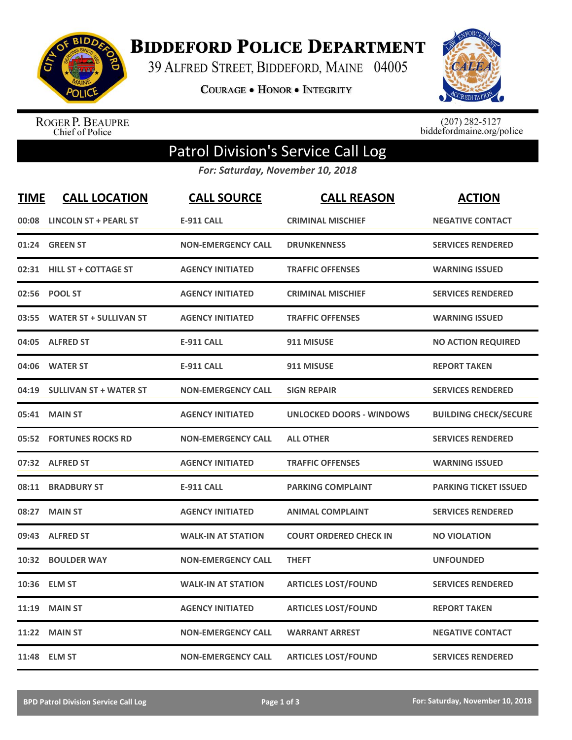# Biddeford Police Department

39 Alfred Street, Biddeford, Maine 04005

Courage • Honor • Integrity

Roger P. Beaupre
Chief of Police

(207) 282-5127
biddefordmaine.org/police

## Patrol Division's Service Call Log

*For: Saturday, November 10, 2018*

| TIME | CALL LOCATION | CALL SOURCE | CALL REASON | ACTION |
|---|---|---|---|---|
| 00:08 | LINCOLN ST + PEARL ST | E-911 CALL | CRIMINAL MISCHIEF | NEGATIVE CONTACT |
| 01:24 | GREEN ST | NON-EMERGENCY CALL | DRUNKENNESS | SERVICES RENDERED |
| 02:31 | HILL ST + COTTAGE ST | AGENCY INITIATED | TRAFFIC OFFENSES | WARNING ISSUED |
| 02:56 | POOL ST | AGENCY INITIATED | CRIMINAL MISCHIEF | SERVICES RENDERED |
| 03:55 | WATER ST + SULLIVAN ST | AGENCY INITIATED | TRAFFIC OFFENSES | WARNING ISSUED |
| 04:05 | ALFRED ST | E-911 CALL | 911 MISUSE | NO ACTION REQUIRED |
| 04:06 | WATER ST | E-911 CALL | 911 MISUSE | REPORT TAKEN |
| 04:19 | SULLIVAN ST + WATER ST | NON-EMERGENCY CALL | SIGN REPAIR | SERVICES RENDERED |
| 05:41 | MAIN ST | AGENCY INITIATED | UNLOCKED DOORS - WINDOWS | BUILDING CHECK/SECURE |
| 05:52 | FORTUNES ROCKS RD | NON-EMERGENCY CALL | ALL OTHER | SERVICES RENDERED |
| 07:32 | ALFRED ST | AGENCY INITIATED | TRAFFIC OFFENSES | WARNING ISSUED |
| 08:11 | BRADBURY ST | E-911 CALL | PARKING COMPLAINT | PARKING TICKET ISSUED |
| 08:27 | MAIN ST | AGENCY INITIATED | ANIMAL COMPLAINT | SERVICES RENDERED |
| 09:43 | ALFRED ST | WALK-IN AT STATION | COURT ORDERED CHECK IN | NO VIOLATION |
| 10:32 | BOULDER WAY | NON-EMERGENCY CALL | THEFT | UNFOUNDED |
| 10:36 | ELM ST | WALK-IN AT STATION | ARTICLES LOST/FOUND | SERVICES RENDERED |
| 11:19 | MAIN ST | AGENCY INITIATED | ARTICLES LOST/FOUND | REPORT TAKEN |
| 11:22 | MAIN ST | NON-EMERGENCY CALL | WARRANT ARREST | NEGATIVE CONTACT |
| 11:48 | ELM ST | NON-EMERGENCY CALL | ARTICLES LOST/FOUND | SERVICES RENDERED |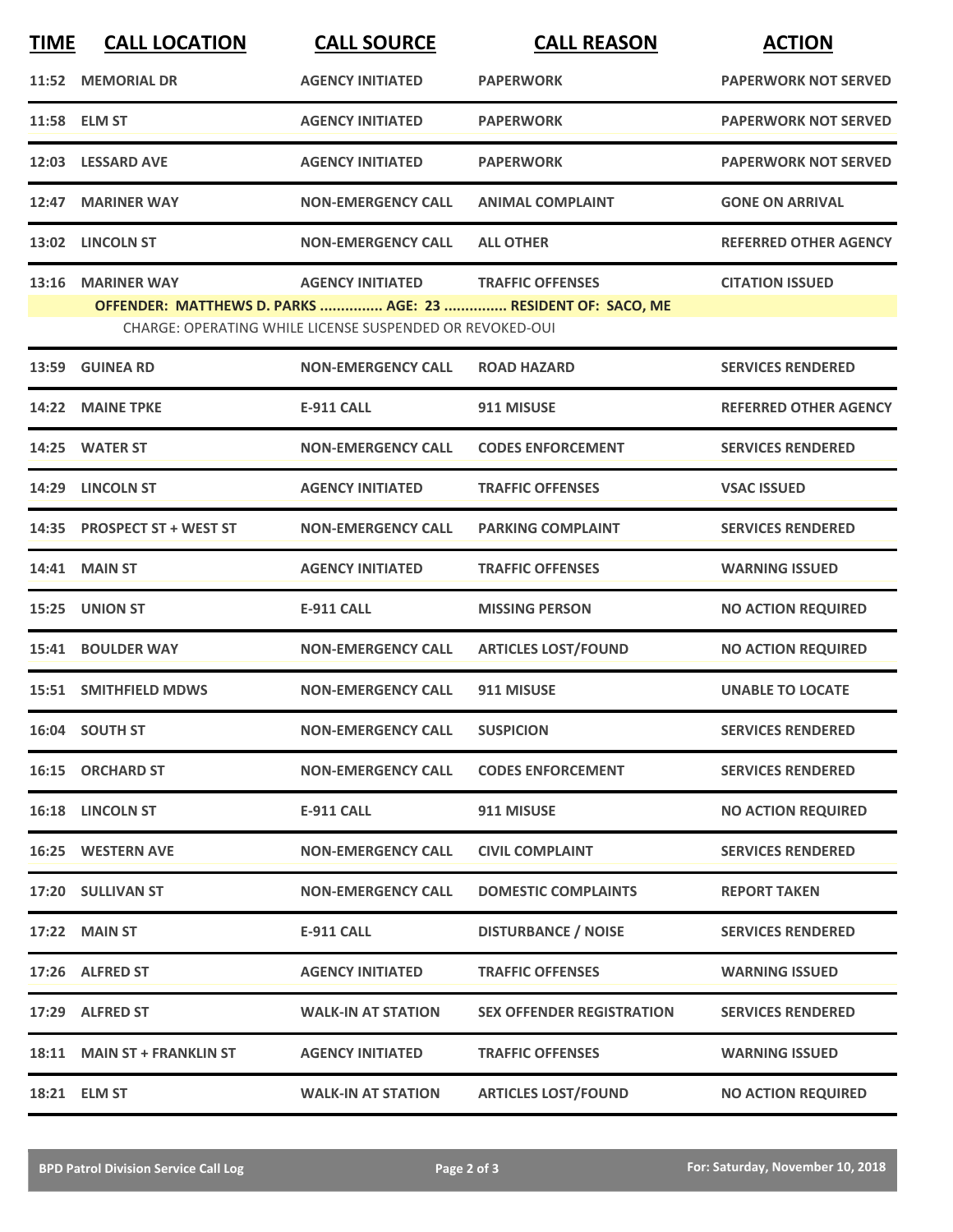| TIME | CALL LOCATION | CALL SOURCE | CALL REASON | ACTION |
|---|---|---|---|---|
| 11:52 | MEMORIAL DR | AGENCY INITIATED | PAPERWORK | PAPERWORK NOT SERVED |
| 11:58 | ELM ST | AGENCY INITIATED | PAPERWORK | PAPERWORK NOT SERVED |
| 12:03 | LESSARD AVE | AGENCY INITIATED | PAPERWORK | PAPERWORK NOT SERVED |
| 12:47 | MARINER WAY | NON-EMERGENCY CALL | ANIMAL COMPLAINT | GONE ON ARRIVAL |
| 13:02 | LINCOLN ST | NON-EMERGENCY CALL | ALL OTHER | REFERRED OTHER AGENCY |
| 13:16 | MARINER WAY | AGENCY INITIATED | TRAFFIC OFFENSES | CITATION ISSUED |
| | OFFENDER: MATTHEWS D. PARKS ............... AGE: 23 ............... RESIDENT OF: SACO, ME | | | |
| | CHARGE: OPERATING WHILE LICENSE SUSPENDED OR REVOKED-OUI | | | |
| 13:59 | GUINEA RD | NON-EMERGENCY CALL | ROAD HAZARD | SERVICES RENDERED |
| 14:22 | MAINE TPKE | E-911 CALL | 911 MISUSE | REFERRED OTHER AGENCY |
| 14:25 | WATER ST | NON-EMERGENCY CALL | CODES ENFORCEMENT | SERVICES RENDERED |
| 14:29 | LINCOLN ST | AGENCY INITIATED | TRAFFIC OFFENSES | VSAC ISSUED |
| 14:35 | PROSPECT ST + WEST ST | NON-EMERGENCY CALL | PARKING COMPLAINT | SERVICES RENDERED |
| 14:41 | MAIN ST | AGENCY INITIATED | TRAFFIC OFFENSES | WARNING ISSUED |
| 15:25 | UNION ST | E-911 CALL | MISSING PERSON | NO ACTION REQUIRED |
| 15:41 | BOULDER WAY | NON-EMERGENCY CALL | ARTICLES LOST/FOUND | NO ACTION REQUIRED |
| 15:51 | SMITHFIELD MDWS | NON-EMERGENCY CALL | 911 MISUSE | UNABLE TO LOCATE |
| 16:04 | SOUTH ST | NON-EMERGENCY CALL | SUSPICION | SERVICES RENDERED |
| 16:15 | ORCHARD ST | NON-EMERGENCY CALL | CODES ENFORCEMENT | SERVICES RENDERED |
| 16:18 | LINCOLN ST | E-911 CALL | 911 MISUSE | NO ACTION REQUIRED |
| 16:25 | WESTERN AVE | NON-EMERGENCY CALL | CIVIL COMPLAINT | SERVICES RENDERED |
| 17:20 | SULLIVAN ST | NON-EMERGENCY CALL | DOMESTIC COMPLAINTS | REPORT TAKEN |
| 17:22 | MAIN ST | E-911 CALL | DISTURBANCE / NOISE | SERVICES RENDERED |
| 17:26 | ALFRED ST | AGENCY INITIATED | TRAFFIC OFFENSES | WARNING ISSUED |
| 17:29 | ALFRED ST | WALK-IN AT STATION | SEX OFFENDER REGISTRATION | SERVICES RENDERED |
| 18:11 | MAIN ST + FRANKLIN ST | AGENCY INITIATED | TRAFFIC OFFENSES | WARNING ISSUED |
| 18:21 | ELM ST | WALK-IN AT STATION | ARTICLES LOST/FOUND | NO ACTION REQUIRED |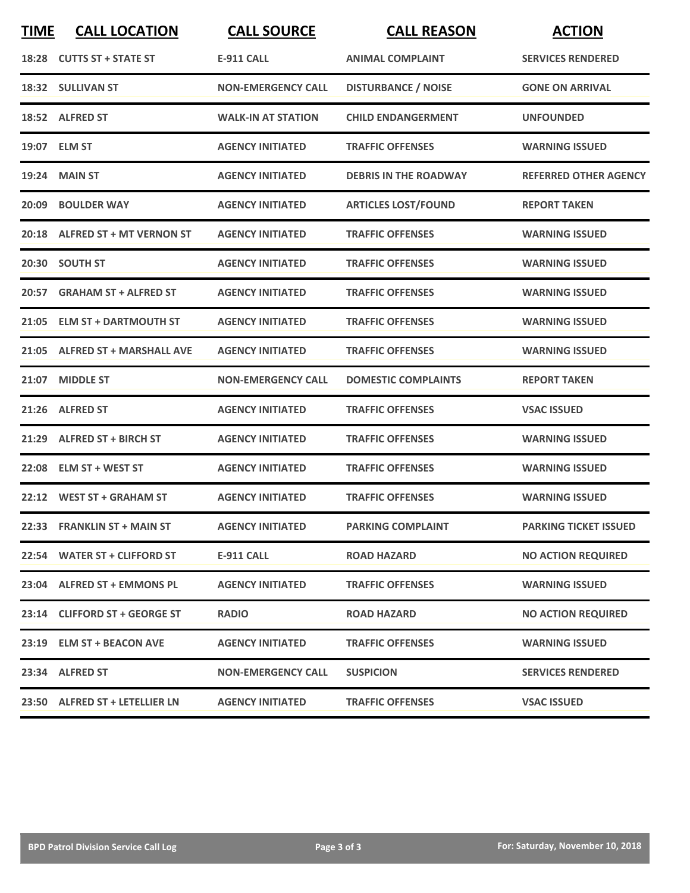| TIME | CALL LOCATION | CALL SOURCE | CALL REASON | ACTION |
|---|---|---|---|---|
| 18:28 | CUTTS ST + STATE ST | E-911 CALL | ANIMAL COMPLAINT | SERVICES RENDERED |
| 18:32 | SULLIVAN ST | NON-EMERGENCY CALL | DISTURBANCE / NOISE | GONE ON ARRIVAL |
| 18:52 | ALFRED ST | WALK-IN AT STATION | CHILD ENDANGERMENT | UNFOUNDED |
| 19:07 | ELM ST | AGENCY INITIATED | TRAFFIC OFFENSES | WARNING ISSUED |
| 19:24 | MAIN ST | AGENCY INITIATED | DEBRIS IN THE ROADWAY | REFERRED OTHER AGENCY |
| 20:09 | BOULDER WAY | AGENCY INITIATED | ARTICLES LOST/FOUND | REPORT TAKEN |
| 20:18 | ALFRED ST + MT VERNON ST | AGENCY INITIATED | TRAFFIC OFFENSES | WARNING ISSUED |
| 20:30 | SOUTH ST | AGENCY INITIATED | TRAFFIC OFFENSES | WARNING ISSUED |
| 20:57 | GRAHAM ST + ALFRED ST | AGENCY INITIATED | TRAFFIC OFFENSES | WARNING ISSUED |
| 21:05 | ELM ST + DARTMOUTH ST | AGENCY INITIATED | TRAFFIC OFFENSES | WARNING ISSUED |
| 21:05 | ALFRED ST + MARSHALL AVE | AGENCY INITIATED | TRAFFIC OFFENSES | WARNING ISSUED |
| 21:07 | MIDDLE ST | NON-EMERGENCY CALL | DOMESTIC COMPLAINTS | REPORT TAKEN |
| 21:26 | ALFRED ST | AGENCY INITIATED | TRAFFIC OFFENSES | VSAC ISSUED |
| 21:29 | ALFRED ST + BIRCH ST | AGENCY INITIATED | TRAFFIC OFFENSES | WARNING ISSUED |
| 22:08 | ELM ST + WEST ST | AGENCY INITIATED | TRAFFIC OFFENSES | WARNING ISSUED |
| 22:12 | WEST ST + GRAHAM ST | AGENCY INITIATED | TRAFFIC OFFENSES | WARNING ISSUED |
| 22:33 | FRANKLIN ST + MAIN ST | AGENCY INITIATED | PARKING COMPLAINT | PARKING TICKET ISSUED |
| 22:54 | WATER ST + CLIFFORD ST | E-911 CALL | ROAD HAZARD | NO ACTION REQUIRED |
| 23:04 | ALFRED ST + EMMONS PL | AGENCY INITIATED | TRAFFIC OFFENSES | WARNING ISSUED |
| 23:14 | CLIFFORD ST + GEORGE ST | RADIO | ROAD HAZARD | NO ACTION REQUIRED |
| 23:19 | ELM ST + BEACON AVE | AGENCY INITIATED | TRAFFIC OFFENSES | WARNING ISSUED |
| 23:34 | ALFRED ST | NON-EMERGENCY CALL | SUSPICION | SERVICES RENDERED |
| 23:50 | ALFRED ST + LETELLIER LN | AGENCY INITIATED | TRAFFIC OFFENSES | VSAC ISSUED |